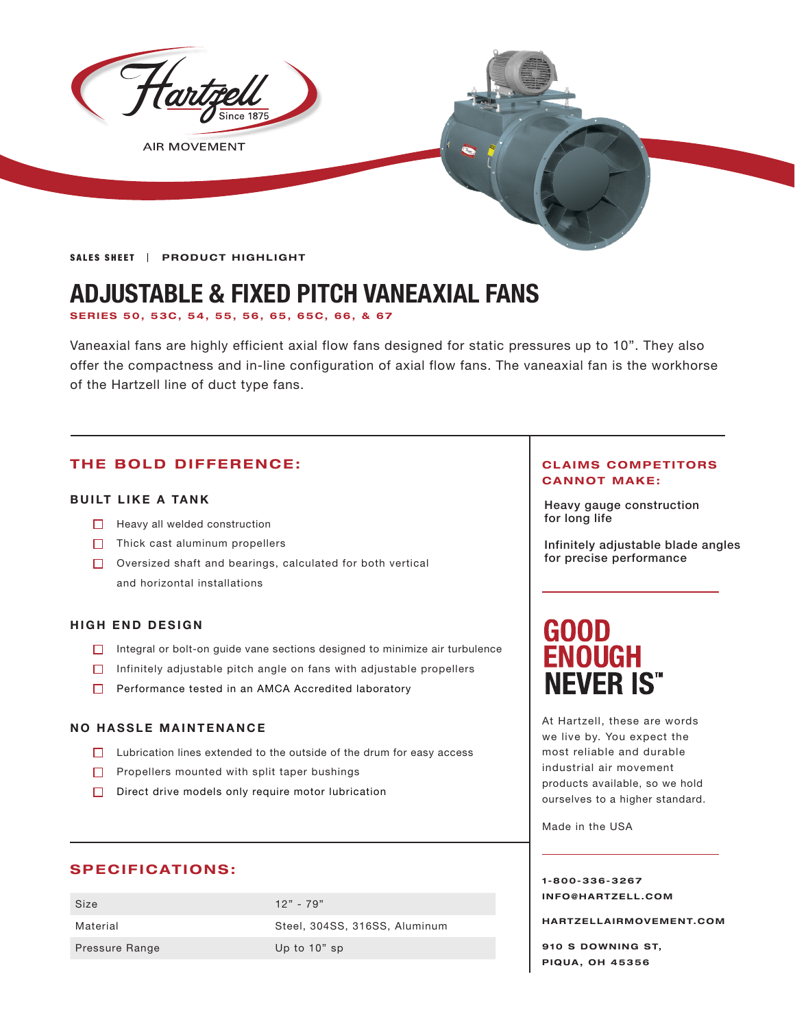Hartzell Since 1875

AIR MOVEMENT

**SALES SHEET** | **PRODUCT HIGHLIGHT**

# ADJUSTABLE & FIXED PITCH VANEAXIAL FANS

**SERIES 50, 53C, 54, 55, 56, 65, 65C, 66, & 67**

Vaneaxial fans are highly efficient axial flow fans designed for static pressures up to 10". They also offer the compactness and in-line configuration of axial flow fans. The vaneaxial fan is the workhorse of the Hartzell line of duct type fans.

## THE BOLD DIFFERENCE:

### BUILT LIKE A TANK

- Heavy all welded construction
- Thick cast aluminum propellers
- Oversized shaft and bearings, calculated for both vertical and horizontal installations

### HIGH END DESIGN

- Integral or bolt-on guide vane sections designed to minimize air turbulence
- Infinitely adjustable pitch angle on fans with adjustable propellers
- Performance tested in an AMCA Accredited laboratory

### NO HASSLE MAINTENANCE

- Lubrication lines extended to the outside of the drum for easy access
- Propellers mounted with split taper bushings
- Direct drive models only require motor lubrication

## SPECIFICATIONS:

| | |
|---|---|
| Size | 12" - 79" |
| Material | Steel, 304SS, 316SS, Aluminum |
| Pressure Range | Up to 10" sp |

## CLAIMS COMPETITORS CANNOT MAKE:

Heavy gauge construction for long life

Infinitely adjustable blade angles for precise performance

## GOOD ENOUGH NEVER IS™

At Hartzell, these are words we live by. You expect the most reliable and durable industrial air movement products available, so we hold ourselves to a higher standard.

Made in the USA

**1-800-336-3267**
**INFO@HARTZELL.COM**

**HARTZELLAIRMOVEMENT.COM**

**910 S DOWNING ST,**
**PIQUA, OH 45356**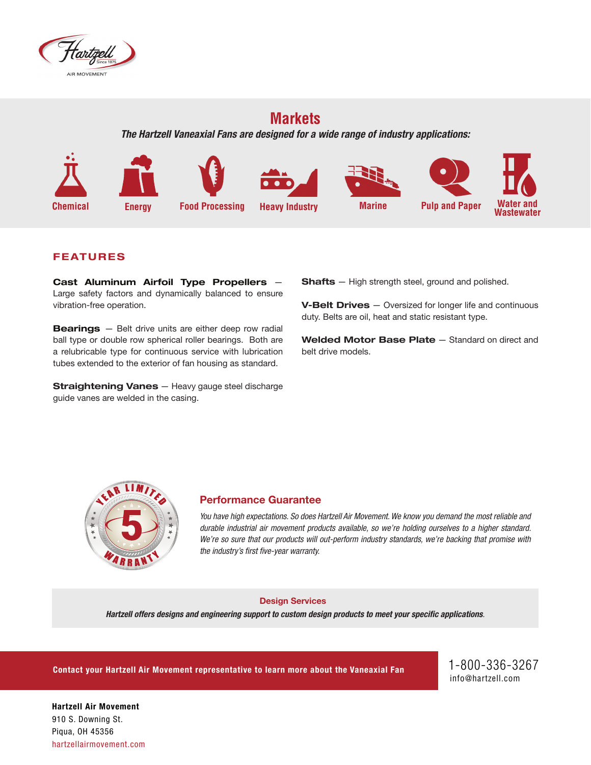Hartzell Air Movement

## Markets

*The Hartzell Vaneaxial Fans are designed for a wide range of industry applications:*

Chemical

Energy

Food Processing

Heavy Industry

Marine

Pulp and Paper

Water and Wastewater

## FEATURES

**Cast Aluminum Airfoil Type Propellers** — Large safety factors and dynamically balanced to ensure vibration-free operation.

**Bearings** — Belt drive units are either deep row radial ball type or double row spherical roller bearings. Both are a relubricable type for continuous service with lubrication tubes extended to the exterior of fan housing as standard.

**Straightening Vanes** — Heavy gauge steel discharge guide vanes are welded in the casing.

**Shafts** — High strength steel, ground and polished.

**V-Belt Drives** — Oversized for longer life and continuous duty. Belts are oil, heat and static resistant type.

**Welded Motor Base Plate** — Standard on direct and belt drive models.

5 YEAR LIMITED WARRANTY

### Performance Guarantee

*You have high expectations. So does Hartzell Air Movement. We know you demand the most reliable and durable industrial air movement products available, so we're holding ourselves to a higher standard. We're so sure that our products will out-perform industry standards, we're backing that promise with the industry's first five-year warranty.*

### Design Services

***Hartzell offers designs and engineering support to custom design products to meet your specific applications.***

**Contact your Hartzell Air Movement representative to learn more about the Vaneaxial Fan**

1-800-336-3267
info@hartzell.com

**Hartzell Air Movement**
910 S. Downing St.
Piqua, OH 45356
hartzellairmovement.com